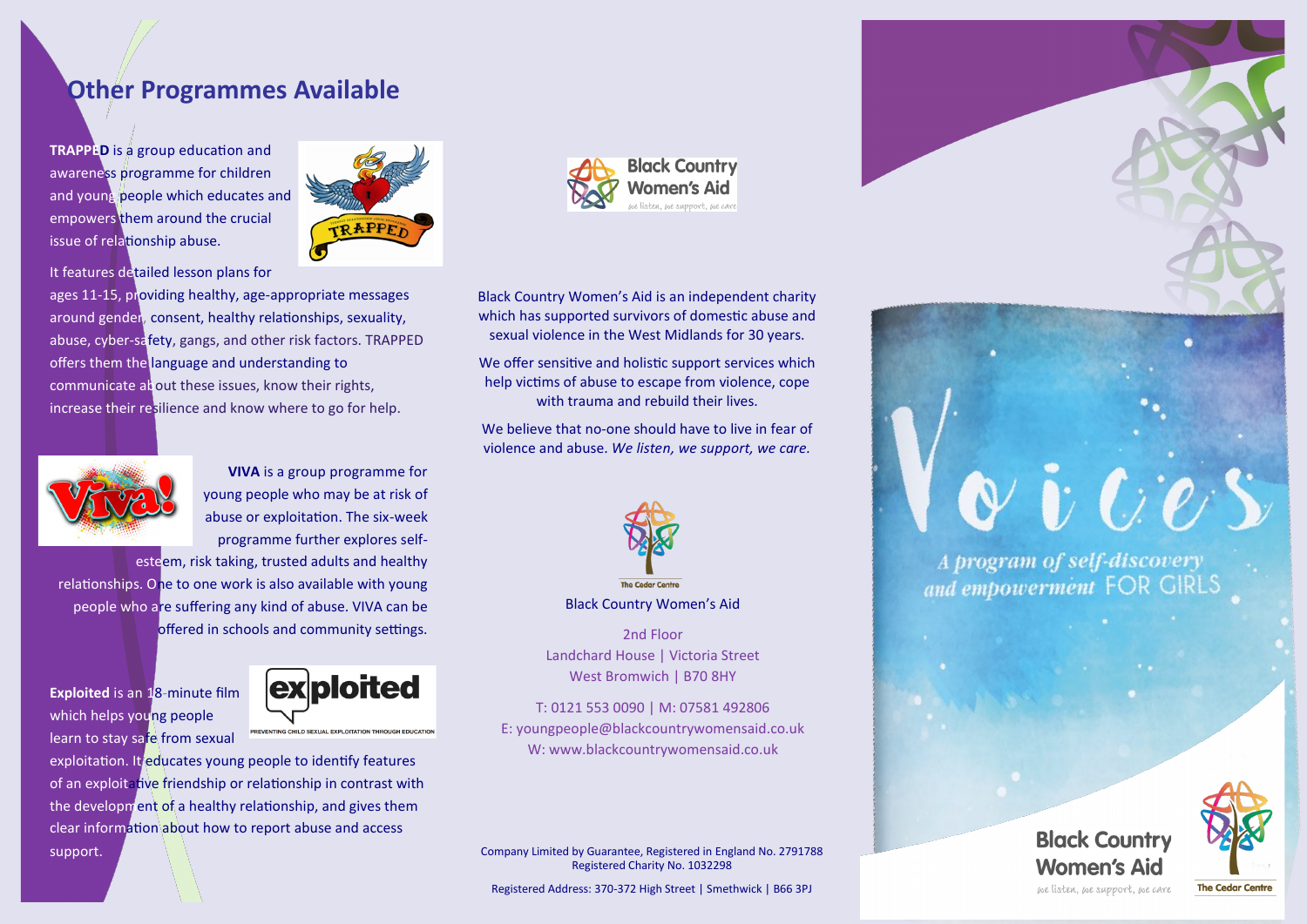# Other Programmes Available

**TRAPPED** is a group education and awareness programme for children and young people which educates and empowers them around the crucial issue of relationship abuse.

It features detailed lesson plans for ages 11-15, providing healthy, age-appropriate messages around gender, consent, healthy relationships, sexuality, abuse, cyber-safety, gangs, and other risk factors. TRAPPED offers them the language and understanding to communicate about these issues, know their rights, increase their resilience and know where to go for help.

**VIVA** is a group programme for young people who may be at risk of abuse or exploitation. The six-week programme further explores self-esteem, risk taking, trusted adults and healthy relationships. One to one work is also available with young people who are suffering any kind of abuse. VIVA can be offered in schools and community settings.

**Exploited** is an 18-minute film which helps young people learn to stay safe from sexual exploitation. It educates young people to identify features of an exploitative friendship or relationship in contrast with the development of a healthy relationship, and gives them clear information about how to report abuse and access support.

Black Country Women's Aid
*we listen, we support, we care*

Black Country Women's Aid is an independent charity which has supported survivors of domestic abuse and sexual violence in the West Midlands for 30 years.

We offer sensitive and holistic support services which help victims of abuse to escape from violence, cope with trauma and rebuild their lives.

We believe that no-one should have to live in fear of violence and abuse. *We listen, we support, we care.*

The Cedar Centre

Black Country Women's Aid

2nd Floor
Landchard House | Victoria Street
West Bromwich | B70 8HY

T: 0121 553 0090 | M: 07581 492806
E: youngpeople@blackcountrywomensaid.co.uk
W: www.blackcountrywomensaid.co.uk

Company Limited by Guarantee, Registered in England No. 2791788
Registered Charity No. 1032298

Registered Address: 370-372 High Street | Smethwick | B66 3PJ

# Voices

A program of self-discovery and empowerment FOR GIRLS

Black Country Women's Aid
*we listen, we support, we care*

The Cedar Centre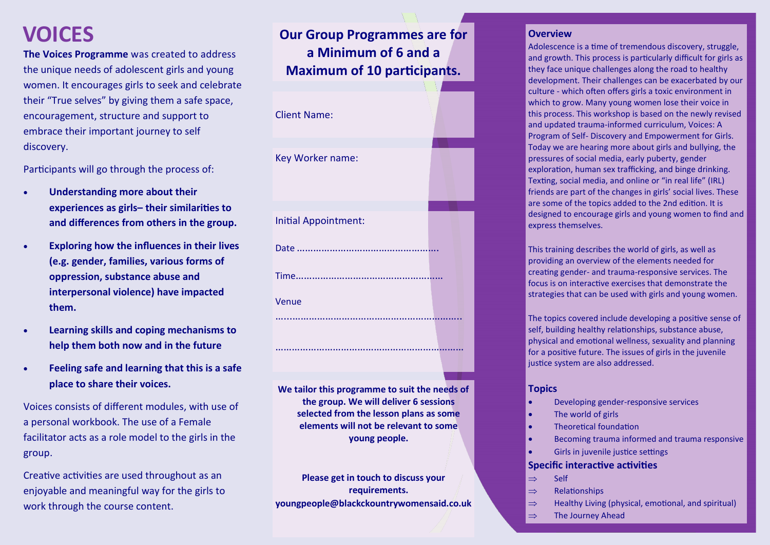# VOICES

**The Voices Programme** was created to address the unique needs of adolescent girls and young women. It encourages girls to seek and celebrate their "True selves" by giving them a safe space, encouragement, structure and support to embrace their important journey to self discovery.

Participants will go through the process of:

- **Understanding more about their experiences as girls– their similarities to and differences from others in the group.**
- **Exploring how the influences in their lives (e.g. gender, families, various forms of oppression, substance abuse and interpersonal violence) have impacted them.**
- **Learning skills and coping mechanisms to help them both now and in the future**
- **Feeling safe and learning that this is a safe place to share their voices.**

Voices consists of different modules, with use of a personal workbook. The use of a Female facilitator acts as a role model to the girls in the group.

Creative activities are used throughout as an enjoyable and meaningful way for the girls to work through the course content.

## Our Group Programmes are for a Minimum of 6 and a Maximum of 10 participants.

Client Name:

Key Worker name:

Initial Appointment:

Date ...................................................

Time.....................................................

Venue

...................................................................

...................................................................

**We tailor this programme to suit the needs of the group. We will deliver 6 sessions selected from the lesson plans as some elements will not be relevant to some young people.**

**Please get in touch to discuss your requirements.**
**youngpeople@blackckountrywomensaid.co.uk**

### Overview

Adolescence is a time of tremendous discovery, struggle, and growth. This process is particularly difficult for girls as they face unique challenges along the road to healthy development. Their challenges can be exacerbated by our culture - which often offers girls a toxic environment in which to grow. Many young women lose their voice in this process. This workshop is based on the newly revised and updated trauma-informed curriculum, Voices: A Program of Self- Discovery and Empowerment for Girls. Today we are hearing more about girls and bullying, the pressures of social media, early puberty, gender exploration, human sex trafficking, and binge drinking. Texting, social media, and online or "in real life" (IRL) friends are part of the changes in girls' social lives. These are some of the topics added to the 2nd edition. It is designed to encourage girls and young women to find and express themselves.

This training describes the world of girls, as well as providing an overview of the elements needed for creating gender- and trauma-responsive services. The focus is on interactive exercises that demonstrate the strategies that can be used with girls and young women.

The topics covered include developing a positive sense of self, building healthy relationships, substance abuse, physical and emotional wellness, sexuality and planning for a positive future. The issues of girls in the juvenile justice system are also addressed.

### Topics

- Developing gender-responsive services
- The world of girls
- Theoretical foundation
- Becoming trauma informed and trauma responsive
- Girls in juvenile justice settings

### Specific interactive activities

⇒ Self
⇒ Relationships
⇒ Healthy Living (physical, emotional, and spiritual)
⇒ The Journey Ahead